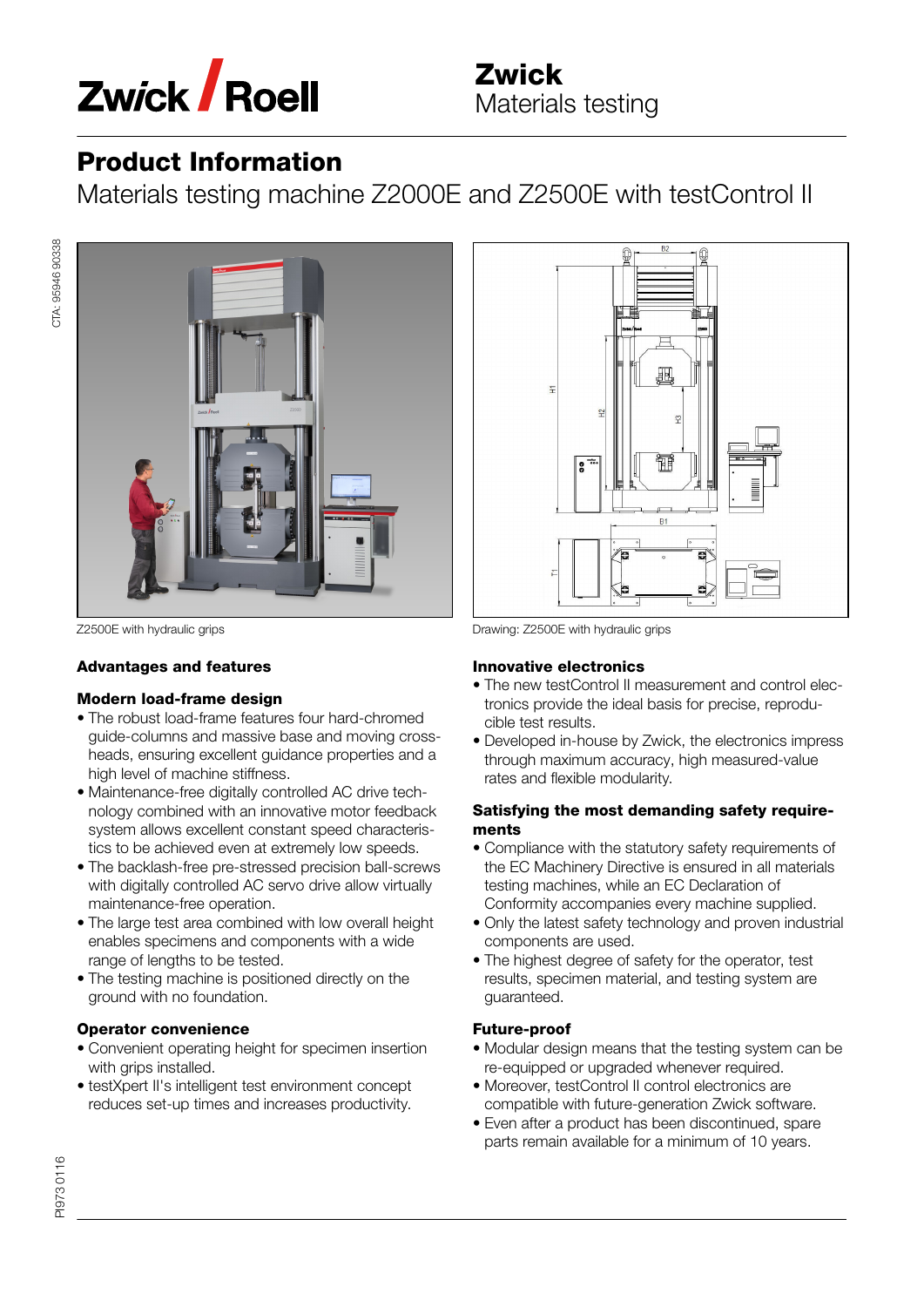Zwick Roell

**Zwick**
Materials testing

# Product Information

## Materials testing machine Z2000E and Z2500E with testControl II

Z2500E with hydraulic grips

Drawing: Z2500E with hydraulic grips

### Advantages and features

#### Modern load-frame design

- The robust load-frame features four hard-chromed guide-columns and massive base and moving cross-heads, ensuring excellent guidance properties and a high level of machine stiffness.
- Maintenance-free digitally controlled AC drive technology combined with an innovative motor feedback system allows excellent constant speed characteristics to be achieved even at extremely low speeds.
- The backlash-free pre-stressed precision ball-screws with digitally controlled AC servo drive allow virtually maintenance-free operation.
- The large test area combined with low overall height enables specimens and components with a wide range of lengths to be tested.
- The testing machine is positioned directly on the ground with no foundation.

#### Operator convenience

- Convenient operating height for specimen insertion with grips installed.
- testXpert II's intelligent test environment concept reduces set-up times and increases productivity.

#### Innovative electronics

- The new testControl II measurement and control electronics provide the ideal basis for precise, reproducible test results.
- Developed in-house by Zwick, the electronics impress through maximum accuracy, high measured-value rates and flexible modularity.

#### Satisfying the most demanding safety requirements

- Compliance with the statutory safety requirements of the EC Machinery Directive is ensured in all materials testing machines, while an EC Declaration of Conformity accompanies every machine supplied.
- Only the latest safety technology and proven industrial components are used.
- The highest degree of safety for the operator, test results, specimen material, and testing system are guaranteed.

#### Future-proof

- Modular design means that the testing system can be re-equipped or upgraded whenever required.
- Moreover, testControl II control electronics are compatible with future-generation Zwick software.
- Even after a product has been discontinued, spare parts remain available for a minimum of 10 years.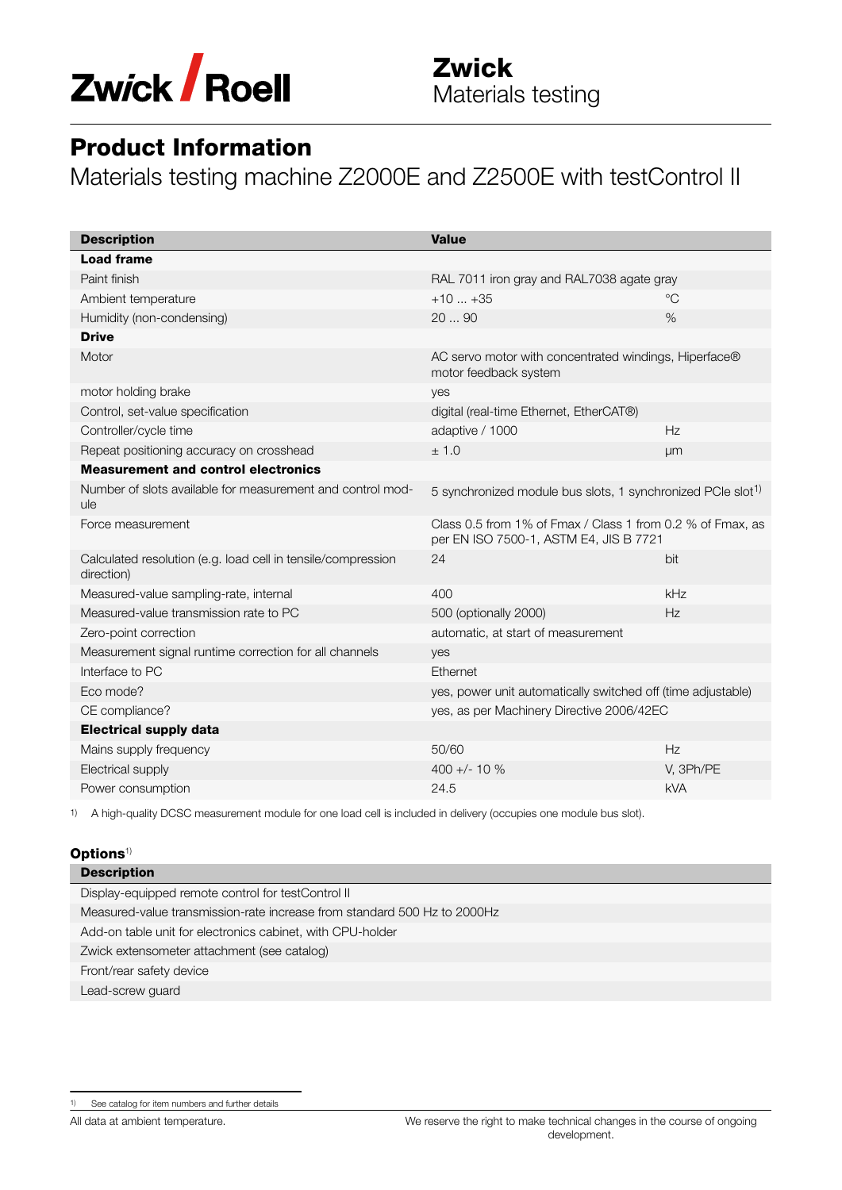## Product Information

Materials testing machine Z2000E and Z2500E with testControl II

| Description | Value | |
|---|---|---|
| **Load frame** | | |
| Paint finish | RAL 7011 iron gray and RAL7038 agate gray | |
| Ambient temperature | +10 ... +35 | °C |
| Humidity (non-condensing) | 20 ... 90 | % |
| **Drive** | | |
| Motor | AC servo motor with concentrated windings, Hiperface® motor feedback system | |
| motor holding brake | yes | |
| Control, set-value specification | digital (real-time Ethernet, EtherCAT®) | |
| Controller/cycle time | adaptive / 1000 | Hz |
| Repeat positioning accuracy on crosshead | ± 1.0 | µm |
| **Measurement and control electronics** | | |
| Number of slots available for measurement and control module | 5 synchronized module bus slots, 1 synchronized PCIe slot[1] | |
| Force measurement | Class 0.5 from 1% of Fmax / Class 1 from 0.2 % of Fmax, as per EN ISO 7500-1, ASTM E4, JIS B 7721 | |
| Calculated resolution (e.g. load cell in tensile/compression direction) | 24 | bit |
| Measured-value sampling-rate, internal | 400 | kHz |
| Measured-value transmission rate to PC | 500 (optionally 2000) | Hz |
| Zero-point correction | automatic, at start of measurement | |
| Measurement signal runtime correction for all channels | yes | |
| Interface to PC | Ethernet | |
| Eco mode? | yes, power unit automatically switched off (time adjustable) | |
| CE compliance? | yes, as per Machinery Directive 2006/42EC | |
| **Electrical supply data** | | |
| Mains supply frequency | 50/60 | Hz |
| Electrical supply | 400 +/- 10 % | V, 3Ph/PE |
| Power consumption | 24.5 | kVA |

1) A high-quality DCSC measurement module for one load cell is included in delivery (occupies one module bus slot).

**Options**[1]

| Description |
|---|
| Display-equipped remote control for testControl II |
| Measured-value transmission-rate increase from standard 500 Hz to 2000Hz |
| Add-on table unit for electronics cabinet, with CPU-holder |
| Zwick extensometer attachment (see catalog) |
| Front/rear safety device |
| Lead-screw guard |

1) See catalog for item numbers and further details

All data at ambient temperature.

We reserve the right to make technical changes in the course of ongoing development.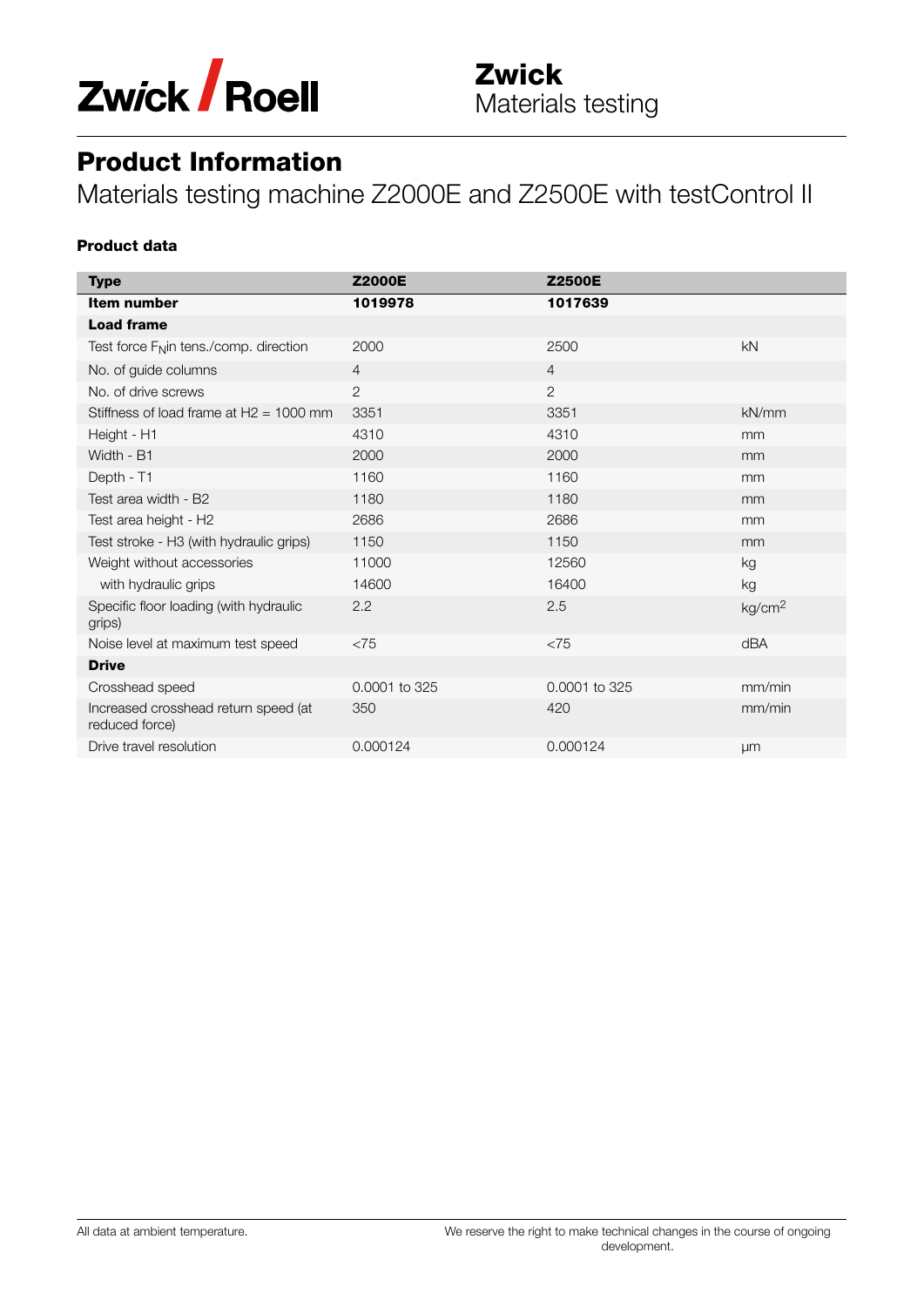Zwick Roell

**Zwick**
Materials testing

# Product Information

## Materials testing machine Z2000E and Z2500E with testControl II

### Product data

| Type | Z2000E | Z2500E | |
|---|---|---|---|
| **Item number** | **1019978** | **1017639** | |
| **Load frame** | | | |
| Test force $F_N$ in tens./comp. direction | 2000 | 2500 | kN |
| No. of guide columns | 4 | 4 | |
| No. of drive screws | 2 | 2 | |
| Stiffness of load frame at H2 = 1000 mm | 3351 | 3351 | kN/mm |
| Height - H1 | 4310 | 4310 | mm |
| Width - B1 | 2000 | 2000 | mm |
| Depth - T1 | 1160 | 1160 | mm |
| Test area width - B2 | 1180 | 1180 | mm |
| Test area height - H2 | 2686 | 2686 | mm |
| Test stroke - H3 (with hydraulic grips) | 1150 | 1150 | mm |
| Weight without accessories | 11000 | 12560 | kg |
| with hydraulic grips | 14600 | 16400 | kg |
| Specific floor loading (with hydraulic grips) | 2.2 | 2.5 | kg/cm$^2$ |
| Noise level at maximum test speed | <75 | <75 | dBA |
| **Drive** | | | |
| Crosshead speed | 0.0001 to 325 | 0.0001 to 325 | mm/min |
| Increased crosshead return speed (at reduced force) | 350 | 420 | mm/min |
| Drive travel resolution | 0.000124 | 0.000124 | µm |

All data at ambient temperature.

We reserve the right to make technical changes in the course of ongoing development.